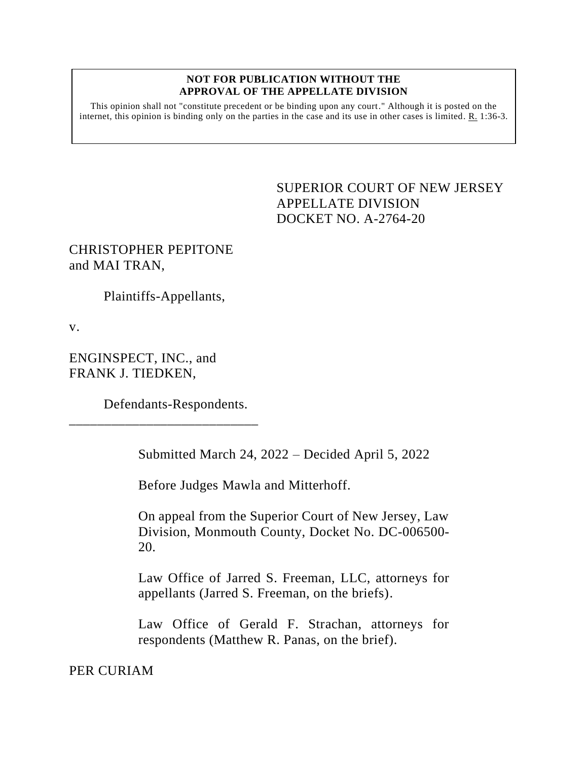**NOT FOR PUBLICATION WITHOUT THE APPROVAL OF THE APPELLATE DIVISION**

This opinion shall not "constitute precedent or be binding upon any court." Although it is posted on the internet, this opinion is binding only on the parties in the case and its use in other cases is limited. R. 1:36-3.

SUPERIOR COURT OF NEW JERSEY
APPELLATE DIVISION
DOCKET NO. A-2764-20

CHRISTOPHER PEPITONE and MAI TRAN,

Plaintiffs-Appellants,

v.

ENGINSPECT, INC., and FRANK J. TIEDKEN,

Defendants-Respondents.

\_\_\_\_\_\_\_\_\_\_\_\_\_\_\_\_\_\_\_\_\_\_\_\_\_\_\_\_

Submitted March 24, 2022 – Decided April 5, 2022

Before Judges Mawla and Mitterhoff.

On appeal from the Superior Court of New Jersey, Law Division, Monmouth County, Docket No. DC-006500-20.

Law Office of Jarred S. Freeman, LLC, attorneys for appellants (Jarred S. Freeman, on the briefs).

Law Office of Gerald F. Strachan, attorneys for respondents (Matthew R. Panas, on the brief).

PER CURIAM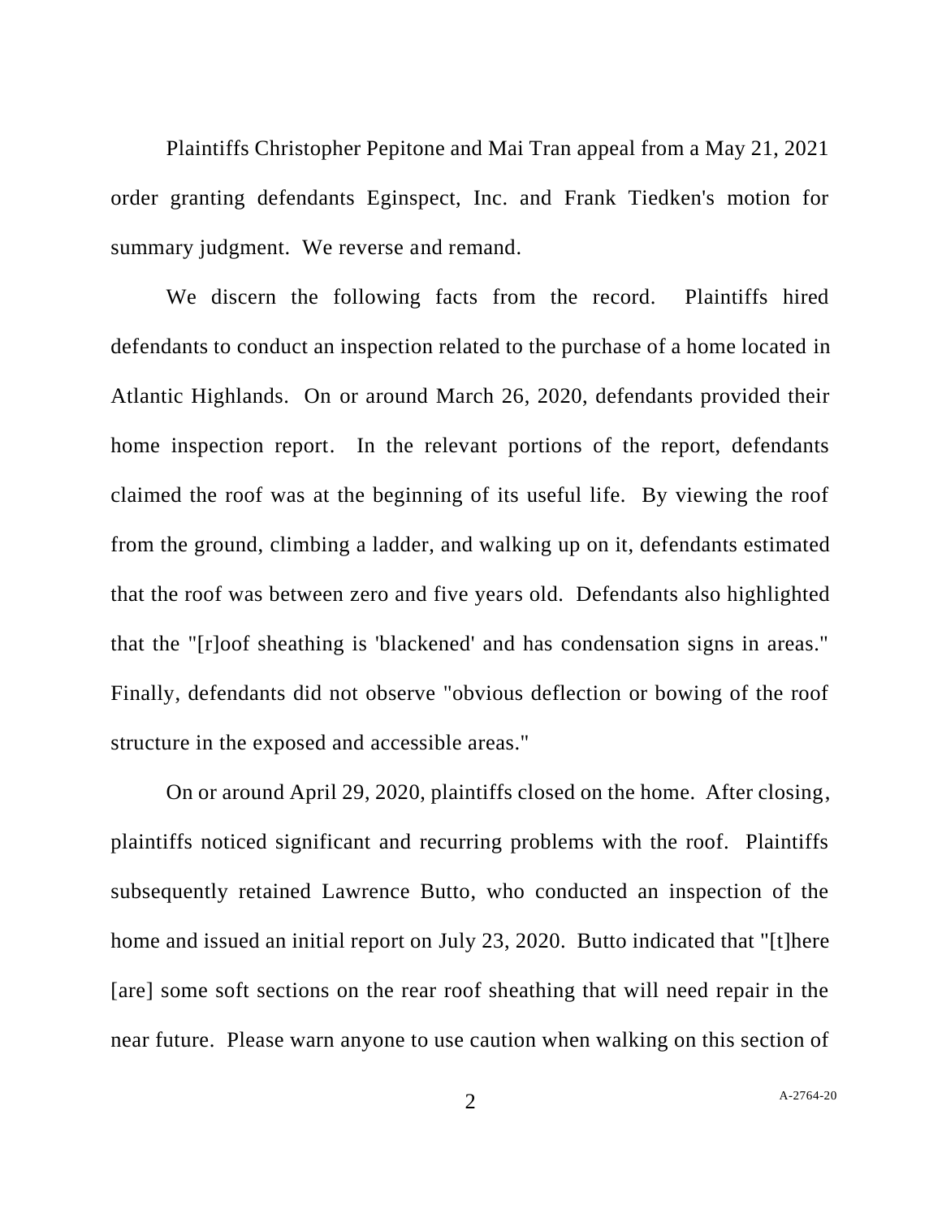Plaintiffs Christopher Pepitone and Mai Tran appeal from a May 21, 2021 order granting defendants Eginspect, Inc. and Frank Tiedken's motion for summary judgment. We reverse and remand.

We discern the following facts from the record. Plaintiffs hired defendants to conduct an inspection related to the purchase of a home located in Atlantic Highlands. On or around March 26, 2020, defendants provided their home inspection report. In the relevant portions of the report, defendants claimed the roof was at the beginning of its useful life. By viewing the roof from the ground, climbing a ladder, and walking up on it, defendants estimated that the roof was between zero and five years old. Defendants also highlighted that the "[r]oof sheathing is 'blackened' and has condensation signs in areas." Finally, defendants did not observe "obvious deflection or bowing of the roof structure in the exposed and accessible areas."

On or around April 29, 2020, plaintiffs closed on the home. After closing, plaintiffs noticed significant and recurring problems with the roof. Plaintiffs subsequently retained Lawrence Butto, who conducted an inspection of the home and issued an initial report on July 23, 2020. Butto indicated that "[t]here [are] some soft sections on the rear roof sheathing that will need repair in the near future. Please warn anyone to use caution when walking on this section of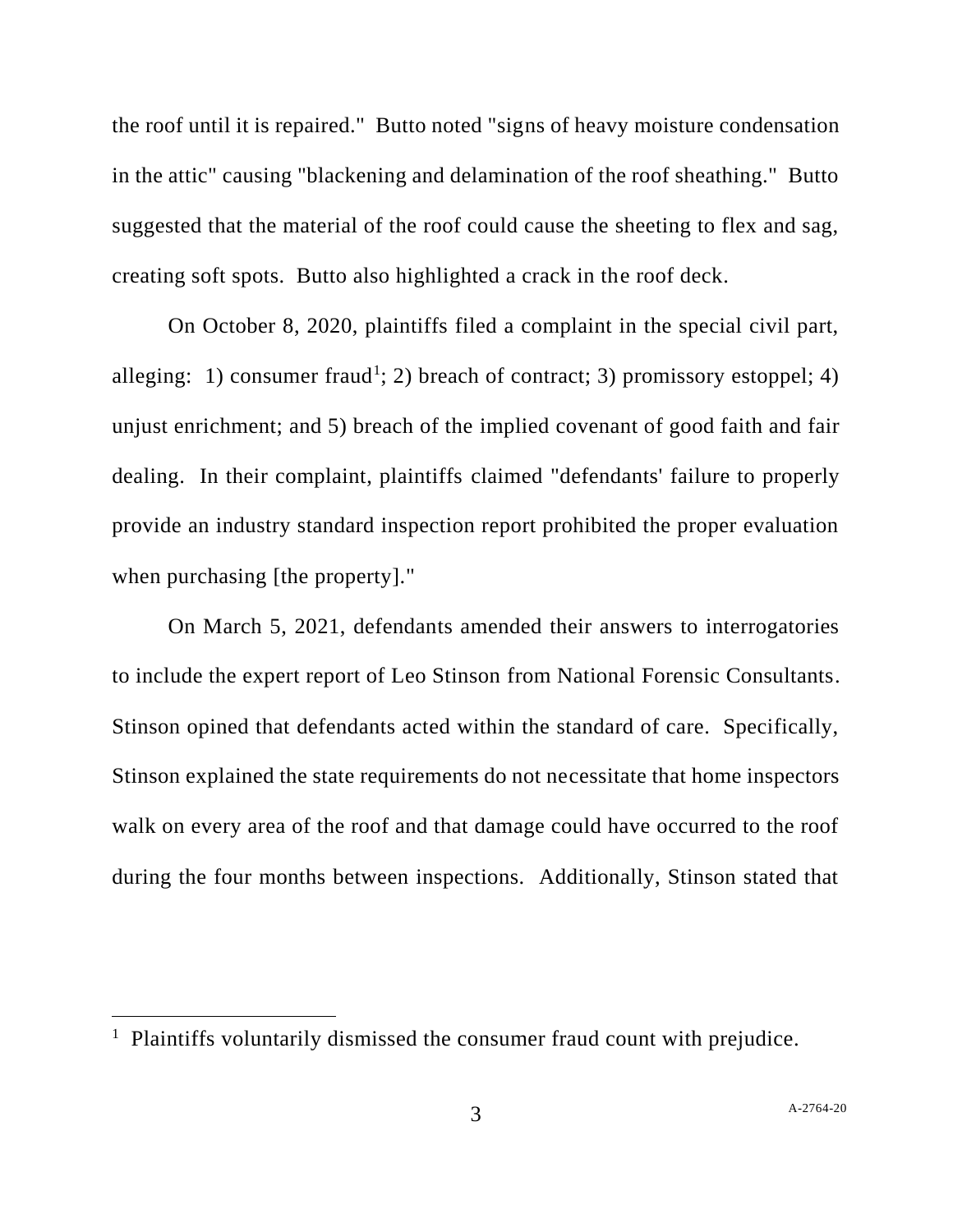the roof until it is repaired." Butto noted "signs of heavy moisture condensation in the attic" causing "blackening and delamination of the roof sheathing." Butto suggested that the material of the roof could cause the sheeting to flex and sag, creating soft spots. Butto also highlighted a crack in the roof deck.

On October 8, 2020, plaintiffs filed a complaint in the special civil part, alleging: 1) consumer fraud[1]; 2) breach of contract; 3) promissory estoppel; 4) unjust enrichment; and 5) breach of the implied covenant of good faith and fair dealing. In their complaint, plaintiffs claimed "defendants' failure to properly provide an industry standard inspection report prohibited the proper evaluation when purchasing [the property]."

On March 5, 2021, defendants amended their answers to interrogatories to include the expert report of Leo Stinson from National Forensic Consultants. Stinson opined that defendants acted within the standard of care. Specifically, Stinson explained the state requirements do not necessitate that home inspectors walk on every area of the roof and that damage could have occurred to the roof during the four months between inspections. Additionally, Stinson stated that

[1] Plaintiffs voluntarily dismissed the consumer fraud count with prejudice.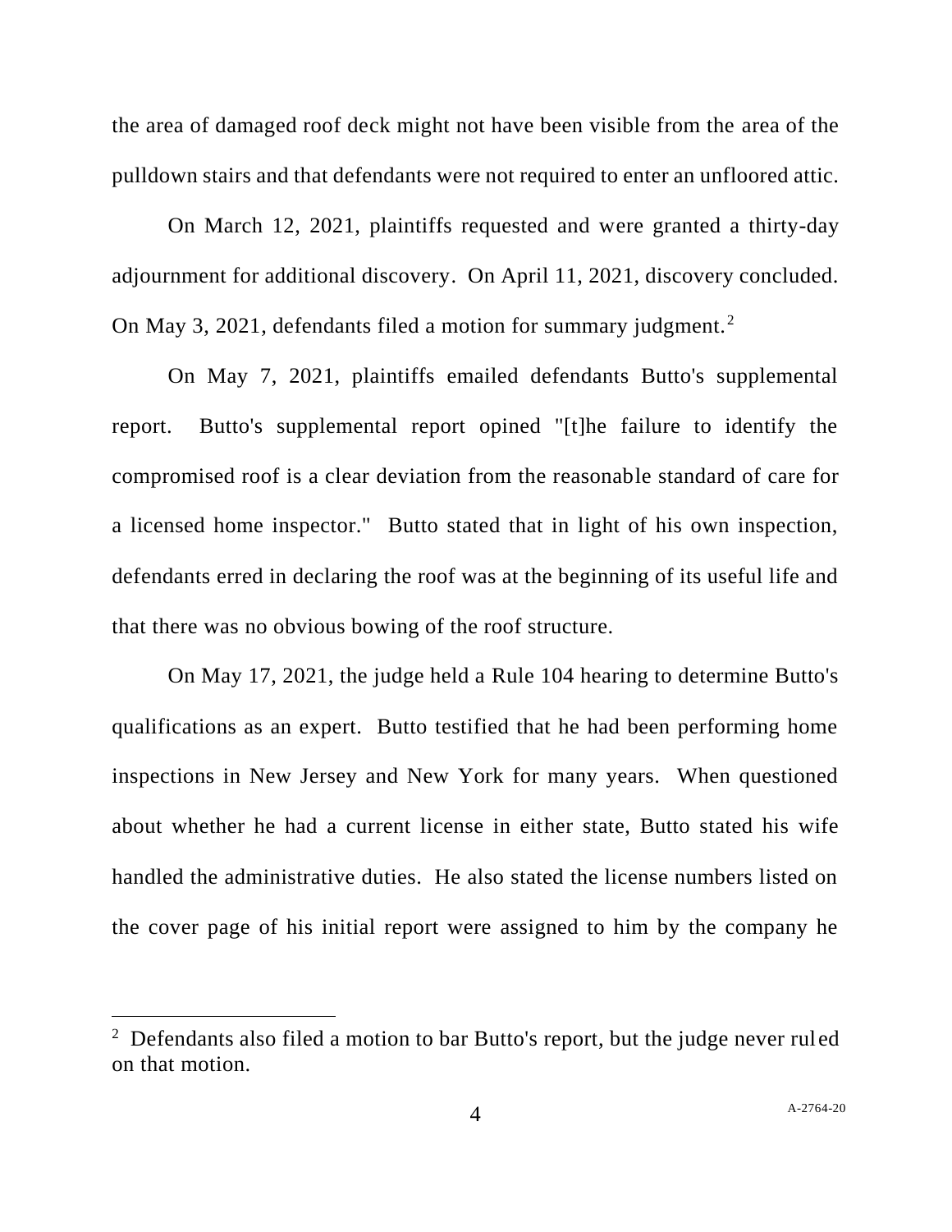the area of damaged roof deck might not have been visible from the area of the pulldown stairs and that defendants were not required to enter an unfloored attic.

On March 12, 2021, plaintiffs requested and were granted a thirty-day adjournment for additional discovery. On April 11, 2021, discovery concluded. On May 3, 2021, defendants filed a motion for summary judgment.[2]

On May 7, 2021, plaintiffs emailed defendants Butto's supplemental report. Butto's supplemental report opined "[t]he failure to identify the compromised roof is a clear deviation from the reasonable standard of care for a licensed home inspector." Butto stated that in light of his own inspection, defendants erred in declaring the roof was at the beginning of its useful life and that there was no obvious bowing of the roof structure.

On May 17, 2021, the judge held a Rule 104 hearing to determine Butto's qualifications as an expert. Butto testified that he had been performing home inspections in New Jersey and New York for many years. When questioned about whether he had a current license in either state, Butto stated his wife handled the administrative duties. He also stated the license numbers listed on the cover page of his initial report were assigned to him by the company he

[2] Defendants also filed a motion to bar Butto's report, but the judge never ruled on that motion.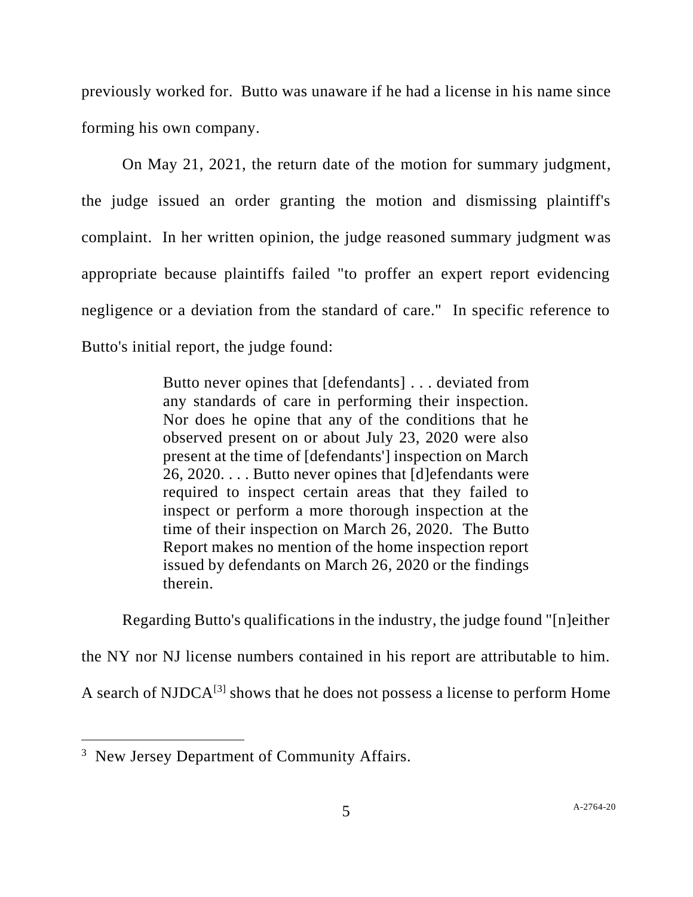previously worked for. Butto was unaware if he had a license in his name since forming his own company.

On May 21, 2021, the return date of the motion for summary judgment, the judge issued an order granting the motion and dismissing plaintiff's complaint. In her written opinion, the judge reasoned summary judgment was appropriate because plaintiffs failed "to proffer an expert report evidencing negligence or a deviation from the standard of care." In specific reference to Butto's initial report, the judge found:

> Butto never opines that [defendants] . . . deviated from any standards of care in performing their inspection. Nor does he opine that any of the conditions that he observed present on or about July 23, 2020 were also present at the time of [defendants'] inspection on March 26, 2020. . . . Butto never opines that [d]efendants were required to inspect certain areas that they failed to inspect or perform a more thorough inspection at the time of their inspection on March 26, 2020. The Butto Report makes no mention of the home inspection report issued by defendants on March 26, 2020 or the findings therein.

Regarding Butto's qualifications in the industry, the judge found "[n]either the NY nor NJ license numbers contained in his report are attributable to him. A search of NJDCA[3] shows that he does not possess a license to perform Home

---

[3] New Jersey Department of Community Affairs.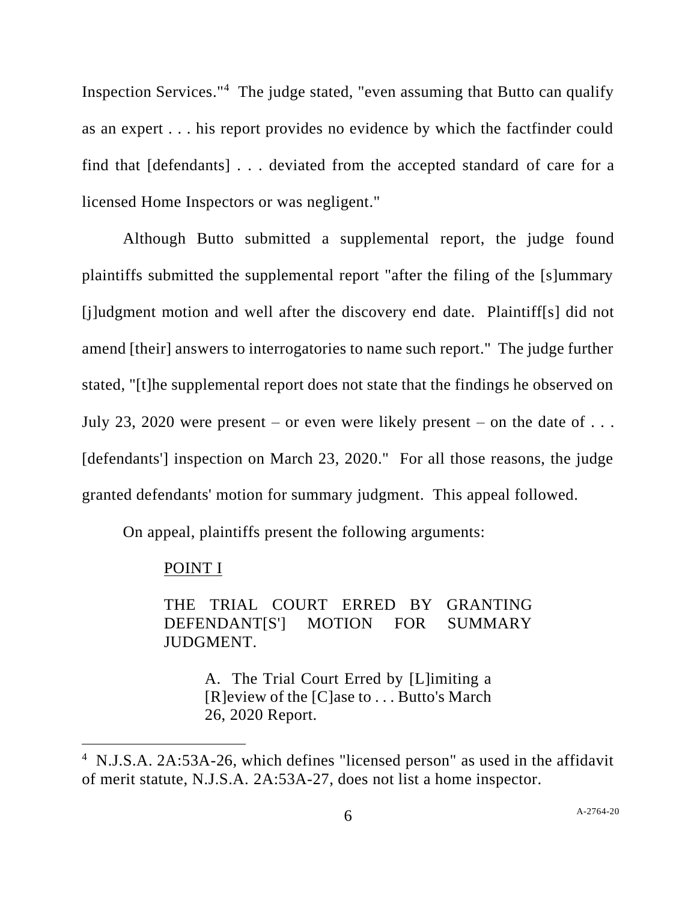Inspection Services."[4] The judge stated, "even assuming that Butto can qualify as an expert . . . his report provides no evidence by which the factfinder could find that [defendants] . . . deviated from the accepted standard of care for a licensed Home Inspectors or was negligent."

Although Butto submitted a supplemental report, the judge found plaintiffs submitted the supplemental report "after the filing of the [s]ummary [j]udgment motion and well after the discovery end date. Plaintiff[s] did not amend [their] answers to interrogatories to name such report." The judge further stated, "[t]he supplemental report does not state that the findings he observed on July 23, 2020 were present – or even were likely present – on the date of . . . [defendants'] inspection on March 23, 2020." For all those reasons, the judge granted defendants' motion for summary judgment. This appeal followed.

On appeal, plaintiffs present the following arguments:

> <u>POINT I</u>
>
> THE TRIAL COURT ERRED BY GRANTING DEFENDANT[S'] MOTION FOR SUMMARY JUDGMENT.
>
> > A. The Trial Court Erred by [L]imiting a [R]eview of the [C]ase to . . . Butto's March 26, 2020 Report.

---

[4] N.J.S.A. 2A:53A-26, which defines "licensed person" as used in the affidavit of merit statute, N.J.S.A. 2A:53A-27, does not list a home inspector.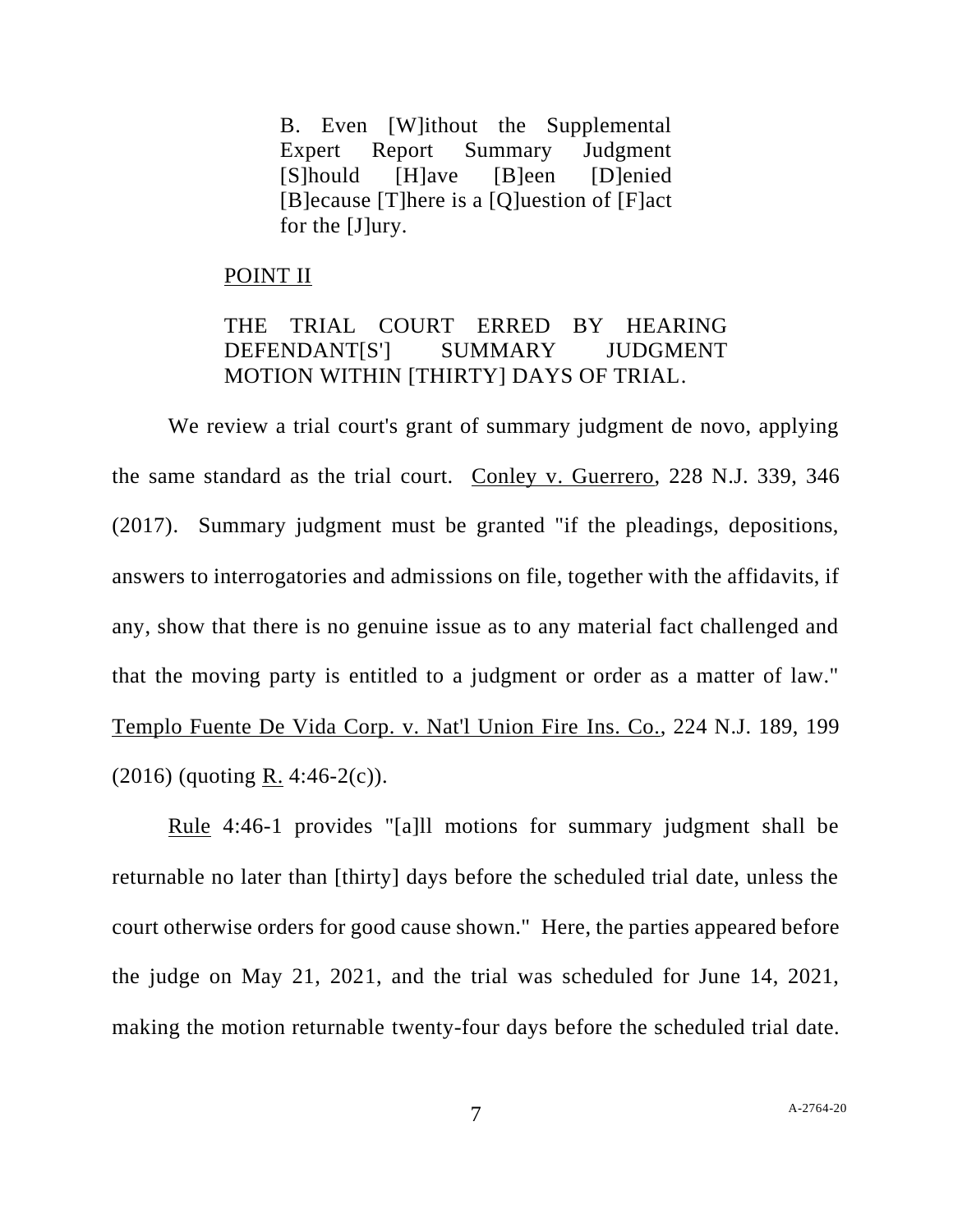> B. Even [W]ithout the Supplemental Expert Report Summary Judgment [S]hould [H]ave [B]een [D]enied [B]ecause [T]here is a [Q]uestion of [F]act for the [J]ury.

POINT II

THE TRIAL COURT ERRED BY HEARING DEFENDANT[S'] SUMMARY JUDGMENT MOTION WITHIN [THIRTY] DAYS OF TRIAL.

We review a trial court's grant of summary judgment de novo, applying the same standard as the trial court. Conley v. Guerrero, 228 N.J. 339, 346 (2017). Summary judgment must be granted "if the pleadings, depositions, answers to interrogatories and admissions on file, together with the affidavits, if any, show that there is no genuine issue as to any material fact challenged and that the moving party is entitled to a judgment or order as a matter of law." Templo Fuente De Vida Corp. v. Nat'l Union Fire Ins. Co., 224 N.J. 189, 199 (2016) (quoting R. 4:46-2(c)).

Rule 4:46-1 provides "[a]ll motions for summary judgment shall be returnable no later than [thirty] days before the scheduled trial date, unless the court otherwise orders for good cause shown." Here, the parties appeared before the judge on May 21, 2021, and the trial was scheduled for June 14, 2021, making the motion returnable twenty-four days before the scheduled trial date.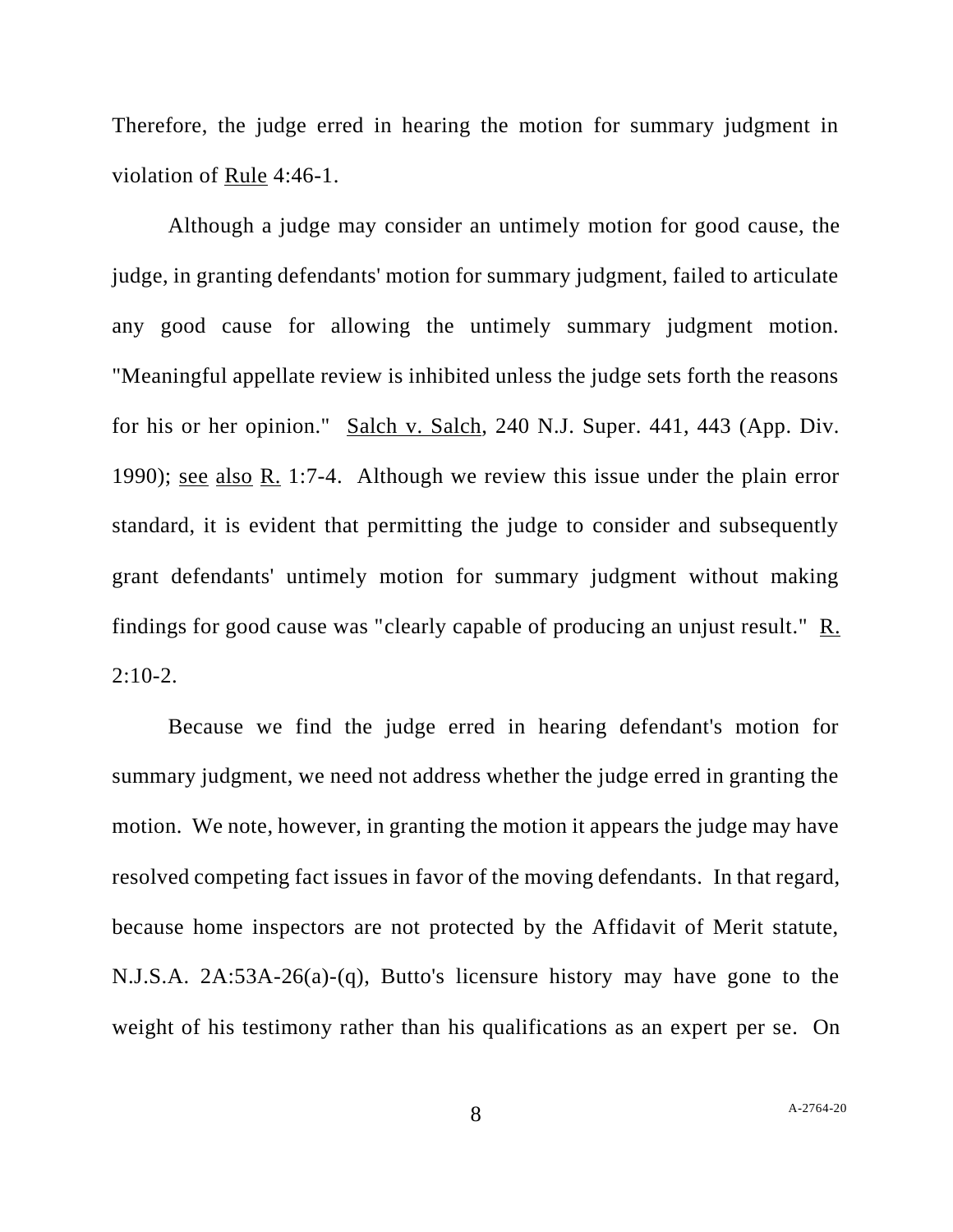Therefore, the judge erred in hearing the motion for summary judgment in violation of _Rule_ 4:46-1.

Although a judge may consider an untimely motion for good cause, the judge, in granting defendants' motion for summary judgment, failed to articulate any good cause for allowing the untimely summary judgment motion. "Meaningful appellate review is inhibited unless the judge sets forth the reasons for his or her opinion." _Salch v. Salch_, 240 N.J. Super. 441, 443 (App. Div. 1990); _see_ _also_ _R._ 1:7-4. Although we review this issue under the plain error standard, it is evident that permitting the judge to consider and subsequently grant defendants' untimely motion for summary judgment without making findings for good cause was "clearly capable of producing an unjust result." _R._ 2:10-2.

Because we find the judge erred in hearing defendant's motion for summary judgment, we need not address whether the judge erred in granting the motion. We note, however, in granting the motion it appears the judge may have resolved competing fact issues in favor of the moving defendants. In that regard, because home inspectors are not protected by the Affidavit of Merit statute, N.J.S.A. 2A:53A-26(a)-(q), Butto's licensure history may have gone to the weight of his testimony rather than his qualifications as an expert per se. On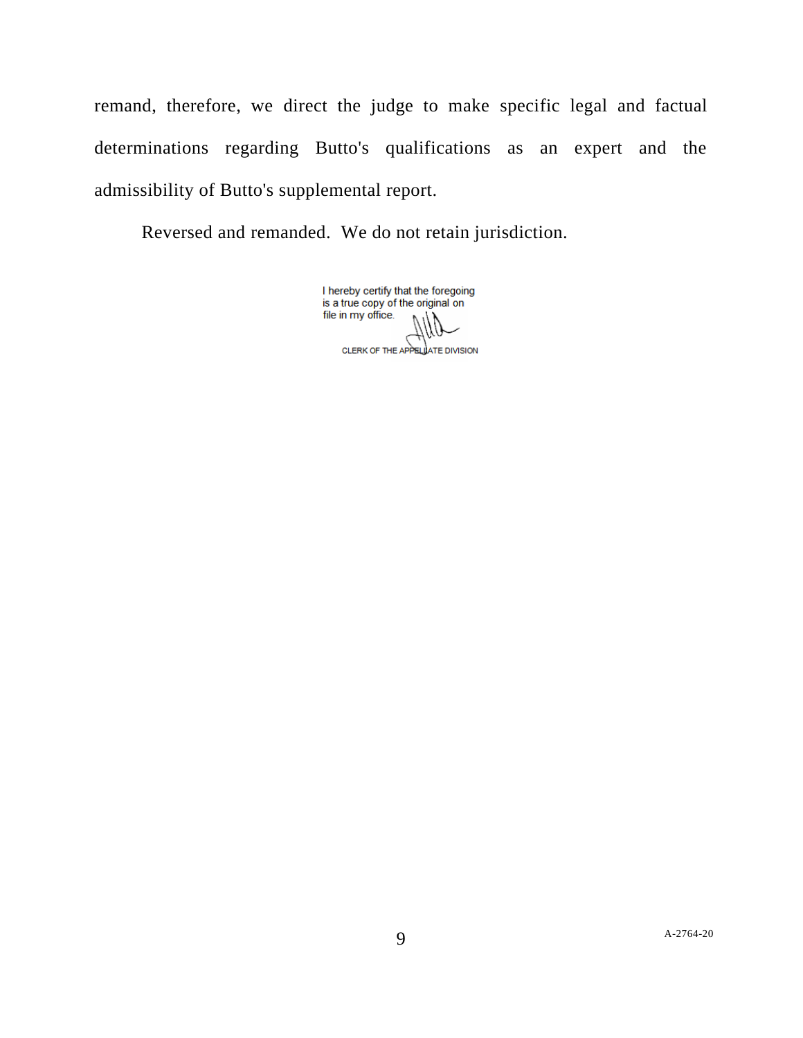remand, therefore, we direct the judge to make specific legal and factual determinations regarding Butto's qualifications as an expert and the admissibility of Butto's supplemental report.

Reversed and remanded. We do not retain jurisdiction.

I hereby certify that the foregoing is a true copy of the original on file in my office.

CLERK OF THE APPELLATE DIVISION